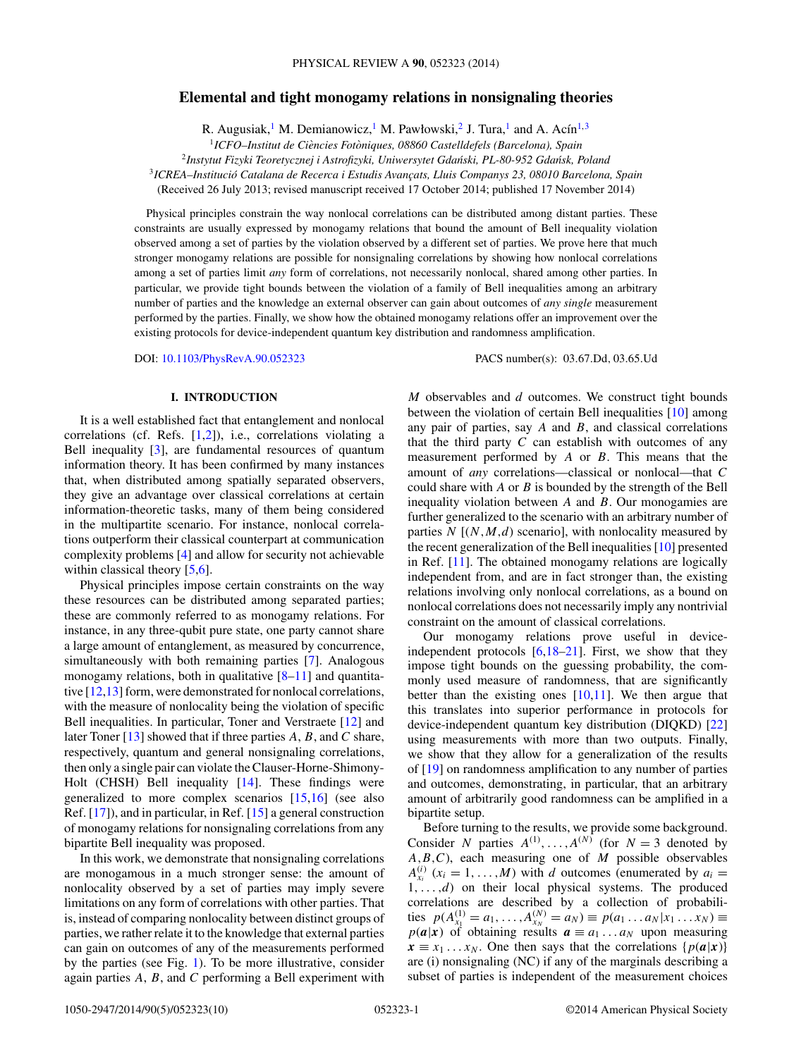# Elemental and tight monogamy relations in nonsignaling theories

R. Augusiak,[1] M. Demianowicz,[1] M. Pawłowski,[2] J. Tura,[1] and A. Acín[1,3]

[1]*ICFO–Institut de Ciències Fotòniques, 08860 Castelldefels (Barcelona), Spain*

[2]*Instytut Fizyki Teoretycznej i Astrofizyki, Uniwersytet Gdański, PL-80-952 Gdańsk, Poland*

[3]*ICREA–Institució Catalana de Recerca i Estudis Avançats, Lluis Companys 23, 08010 Barcelona, Spain*

(Received 26 July 2013; revised manuscript received 17 October 2014; published 17 November 2014)

Physical principles constrain the way nonlocal correlations can be distributed among distant parties. These constraints are usually expressed by monogamy relations that bound the amount of Bell inequality violation observed among a set of parties by the violation observed by a different set of parties. We prove here that much stronger monogamy relations are possible for nonsignaling correlations by showing how nonlocal correlations among a set of parties limit *any* form of correlations, not necessarily nonlocal, shared among other parties. In particular, we provide tight bounds between the violation of a family of Bell inequalities among an arbitrary number of parties and the knowledge an external observer can gain about outcomes of *any single* measurement performed by the parties. Finally, we show how the obtained monogamy relations offer an improvement over the existing protocols for device-independent quantum key distribution and randomness amplification.

DOI: 10.1103/PhysRevA.90.052323 PACS number(s): 03.67.Dd, 03.65.Ud

## I. INTRODUCTION

It is a well established fact that entanglement and nonlocal correlations (cf. Refs. [1,2]), i.e., correlations violating a Bell inequality [3], are fundamental resources of quantum information theory. It has been confirmed by many instances that, when distributed among spatially separated observers, they give an advantage over classical correlations at certain information-theoretic tasks, many of them being considered in the multipartite scenario. For instance, nonlocal correlations outperform their classical counterpart at communication complexity problems [4] and allow for security not achievable within classical theory [5,6].

Physical principles impose certain constraints on the way these resources can be distributed among separated parties; these are commonly referred to as monogamy relations. For instance, in any three-qubit pure state, one party cannot share a large amount of entanglement, as measured by concurrence, simultaneously with both remaining parties [7]. Analogous monogamy relations, both in qualitative [8–11] and quantitative [12,13] form, were demonstrated for nonlocal correlations, with the measure of nonlocality being the violation of specific Bell inequalities. In particular, Toner and Verstraete [12] and later Toner [13] showed that if three parties $A$, $B$, and $C$ share, respectively, quantum and general nonsignaling correlations, then only a single pair can violate the Clauser-Horne-Shimony-Holt (CHSH) Bell inequality [14]. These findings were generalized to more complex scenarios [15,16] (see also Ref. [17]), and in particular, in Ref. [15] a general construction of monogamy relations for nonsignaling correlations from any bipartite Bell inequality was proposed.

In this work, we demonstrate that nonsignaling correlations are monogamous in a much stronger sense: the amount of nonlocality observed by a set of parties may imply severe limitations on any form of correlations with other parties. That is, instead of comparing nonlocality between distinct groups of parties, we rather relate it to the knowledge that external parties can gain on outcomes of any of the measurements performed by the parties (see Fig. 1). To be more illustrative, consider again parties $A$, $B$, and $C$ performing a Bell experiment with $M$ observables and $d$ outcomes. We construct tight bounds between the violation of certain Bell inequalities [10] among any pair of parties, say $A$ and $B$, and classical correlations that the third party $C$ can establish with outcomes of any measurement performed by $A$ or $B$. This means that the amount of *any* correlations—classical or nonlocal—that $C$ could share with $A$ or $B$ is bounded by the strength of the Bell inequality violation between $A$ and $B$. Our monogamies are further generalized to the scenario with an arbitrary number of parties $N$ [$(N,M,d)$ scenario], with nonlocality measured by the recent generalization of the Bell inequalities [10] presented in Ref. [11]. The obtained monogamy relations are logically independent from, and are in fact stronger than, the existing relations involving only nonlocal correlations, as a bound on nonlocal correlations does not necessarily imply any nontrivial constraint on the amount of classical correlations.

Our monogamy relations prove useful in device-independent protocols [6,18–21]. First, we show that they impose tight bounds on the guessing probability, the commonly used measure of randomness, that are significantly better than the existing ones [10,11]. We then argue that this translates into superior performance in protocols for device-independent quantum key distribution (DIQKD) [22] using measurements with more than two outputs. Finally, we show that they allow for a generalization of the results of [19] on randomness amplification to any number of parties and outcomes, demonstrating, in particular, that an arbitrary amount of arbitrarily good randomness can be amplified in a bipartite setup.

Before turning to the results, we provide some background. Consider $N$ parties $A^{(1)},\ldots,A^{(N)}$ (for $N=3$ denoted by $A,B,C$), each measuring one of $M$ possible observables $A^{(i)}_{x_i}$ ($x_i=1,\ldots,M$) with $d$ outcomes (enumerated by $a_i = 1,\ldots,d$) on their local physical systems. The produced correlations are described by a collection of probabilities $p(A^{(1)}_{x_1}=a_1,\ldots,A^{(N)}_{x_N}=a_N)\equiv p(a_1\ldots a_N|x_1\ldots x_N)\equiv p(\boldsymbol{a}|\boldsymbol{x})$ of obtaining results $\boldsymbol{a}\equiv a_1\ldots a_N$ upon measuring $\boldsymbol{x}\equiv x_1\ldots x_N$. One then says that the correlations $\{p(\boldsymbol{a}|\boldsymbol{x})\}$ are (i) nonsignaling (NC) if any of the marginals describing a subset of parties is independent of the measurement choices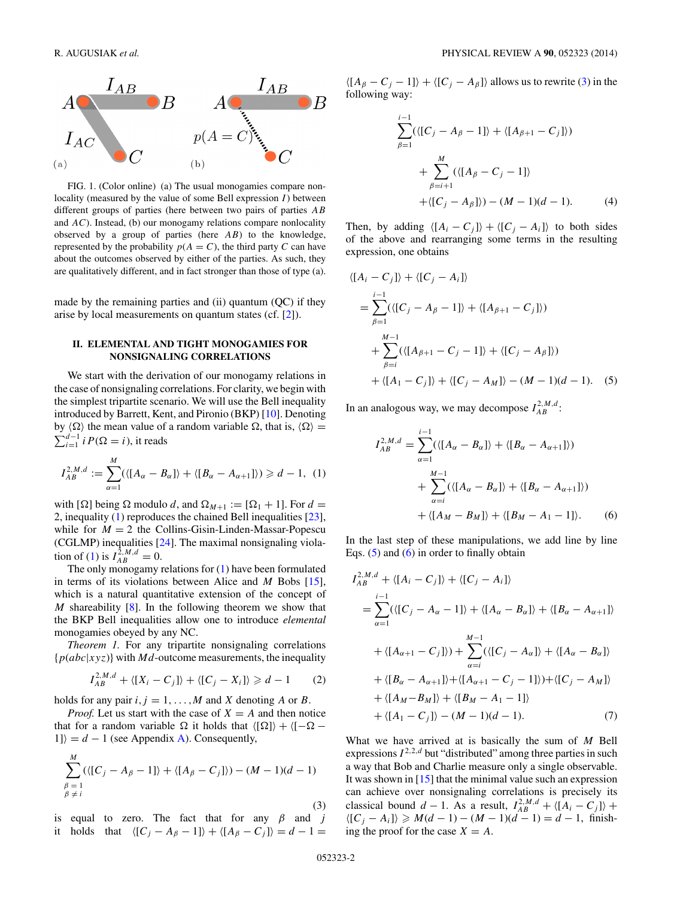FIG. 1. (Color online) (a) The usual monogamies compare nonlocality (measured by the value of some Bell expression $I$) between different groups of parties (here between two pairs of parties $AB$ and $AC$). Instead, (b) our monogamy relations compare nonlocality observed by a group of parties (here $AB$) to the knowledge, represented by the probability $p(A=C)$, the third party $C$ can have about the outcomes observed by either of the parties. As such, they are qualitatively different, and in fact stronger than those of type (a).

made by the remaining parties and (ii) quantum (QC) if they arise by local measurements on quantum states (cf. [2]).

## II. ELEMENTAL AND TIGHT MONOGAMIES FOR NONSIGNALING CORRELATIONS

We start with the derivation of our monogamy relations in the case of nonsignaling correlations. For clarity, we begin with the simplest tripartite scenario. We will use the Bell inequality introduced by Barrett, Kent, and Pironio (BKP) [10]. Denoting by $\langle\Omega\rangle$ the mean value of a random variable $\Omega$, that is, $\langle\Omega\rangle = \sum_{i=1}^{d-1} i\,P(\Omega=i)$, it reads

$$I_{AB}^{2,M,d} := \sum_{\alpha=1}^{M}(\langle[A_\alpha - B_\alpha]\rangle + \langle[B_\alpha - A_{\alpha+1}]\rangle) \geqslant d-1, \quad (1)$$

with $[\Omega]$ being $\Omega$ modulo $d$, and $\Omega_{M+1} := [\Omega_1 + 1]$. For $d=2$, inequality (1) reproduces the chained Bell inequalities [23], while for $M=2$ the Collins-Gisin-Linden-Massar-Popescu (CGLMP) inequalities [24]. The maximal nonsignaling violation of (1) is $I_{AB}^{2,M,d} = 0$.

The only monogamy relations for (1) have been formulated in terms of its violations between Alice and $M$ Bobs [15], which is a natural quantitative extension of the concept of $M$ shareability [8]. In the following theorem we show that the BKP Bell inequalities allow one to introduce *elemental* monogamies obeyed by any NC.

*Theorem 1.* For any tripartite nonsignaling correlations $\{p(abc|xyz)\}$ with $Md$-outcome measurements, the inequality

$$I_{AB}^{2,M,d} + \langle[X_i - C_j]\rangle + \langle[C_j - X_i]\rangle \geqslant d-1 \quad (2)$$

holds for any pair $i,j = 1,\ldots,M$ and $X$ denoting $A$ or $B$.

*Proof.* Let us start with the case of $X=A$ and then notice that for a random variable $\Omega$ it holds that $\langle[\Omega]\rangle + \langle[-\Omega-1]\rangle = d-1$ (see Appendix A). Consequently,

$$\sum_{\substack{\beta=1\\ \beta\neq i}}^{M}(\langle[C_j - A_\beta - 1]\rangle + \langle[A_\beta - C_j]\rangle) - (M-1)(d-1) \quad (3)$$

is equal to zero. The fact that for any $\beta$ and $j$ it holds that $\langle[C_j - A_\beta - 1]\rangle + \langle[A_\beta - C_j]\rangle = d-1 = \langle[A_\beta - C_j - 1]\rangle + \langle[C_j - A_\beta]\rangle$ allows us to rewrite (3) in the following way:

$$\begin{aligned}&\sum_{\beta=1}^{i-1}(\langle[C_j - A_\beta - 1]\rangle + \langle[A_{\beta+1} - C_j]\rangle)\\ &\quad+\sum_{\beta=i+1}^{M}(\langle[A_\beta - C_j - 1]\rangle\\ &\quad+\langle[C_j - A_\beta]\rangle) - (M-1)(d-1).\end{aligned} \quad (4)$$

Then, by adding $\langle[A_i - C_j]\rangle + \langle[C_j - A_i]\rangle$ to both sides of the above and rearranging some terms in the resulting expression, one obtains

$$\begin{aligned}&\langle[A_i - C_j]\rangle + \langle[C_j - A_i]\rangle\\ &=\sum_{\beta=1}^{i-1}(\langle[C_j - A_\beta - 1]\rangle + \langle[A_{\beta+1} - C_j]\rangle)\\ &\quad+\sum_{\beta=i}^{M-1}(\langle[A_{\beta+1} - C_j - 1]\rangle + \langle[C_j - A_\beta]\rangle)\\ &\quad+\langle[A_1 - C_j]\rangle + \langle[C_j - A_M]\rangle - (M-1)(d-1).\end{aligned} \quad (5)$$

In an analogous way, we may decompose $I_{AB}^{2,M,d}$:

$$\begin{aligned}I_{AB}^{2,M,d} &= \sum_{\alpha=1}^{i-1}(\langle[A_\alpha - B_\alpha]\rangle + \langle[B_\alpha - A_{\alpha+1}]\rangle)\\ &\quad+\sum_{\alpha=i}^{M-1}(\langle[A_\alpha - B_\alpha]\rangle + \langle[B_\alpha - A_{\alpha+1}]\rangle)\\ &\quad+\langle[A_M - B_M]\rangle + \langle[B_M - A_1 - 1]\rangle.\end{aligned} \quad (6)$$

In the last step of these manipulations, we add line by line Eqs. (5) and (6) in order to finally obtain

$$\begin{aligned}&I_{AB}^{2,M,d} + \langle[A_i - C_j]\rangle + \langle[C_j - A_i]\rangle\\ &=\sum_{\alpha=1}^{i-1}(\langle[C_j - A_\alpha - 1]\rangle + \langle[A_\alpha - B_\alpha]\rangle + \langle[B_\alpha - A_{\alpha+1}]\rangle\\ &\quad+\langle[A_{\alpha+1} - C_j]\rangle) + \sum_{\alpha=i}^{M-1}(\langle[C_j - A_\alpha]\rangle + \langle[A_\alpha - B_\alpha]\rangle\\ &\quad+\langle[B_\alpha - A_{\alpha+1}]\rangle + \langle[A_{\alpha+1} - C_j - 1]\rangle) + \langle[C_j - A_M]\rangle\\ &\quad+\langle[A_M - B_M]\rangle + \langle[B_M - A_1 - 1]\rangle\\ &\quad+\langle[A_1 - C_j]\rangle - (M-1)(d-1).\end{aligned} \quad (7)$$

What we have arrived at is basically the sum of $M$ Bell expressions $I^{2,2,d}$ but "distributed" among three parties in such a way that Bob and Charlie measure only a single observable. It was shown in [15] that the minimal value such an expression can achieve over nonsignaling correlations is precisely its classical bound $d-1$. As a result, $I_{AB}^{2,M,d} + \langle[A_i - C_j]\rangle + \langle[C_j - A_i]\rangle \geqslant M(d-1) - (M-1)(d-1) = d-1$, finishing the proof for the case $X=A$.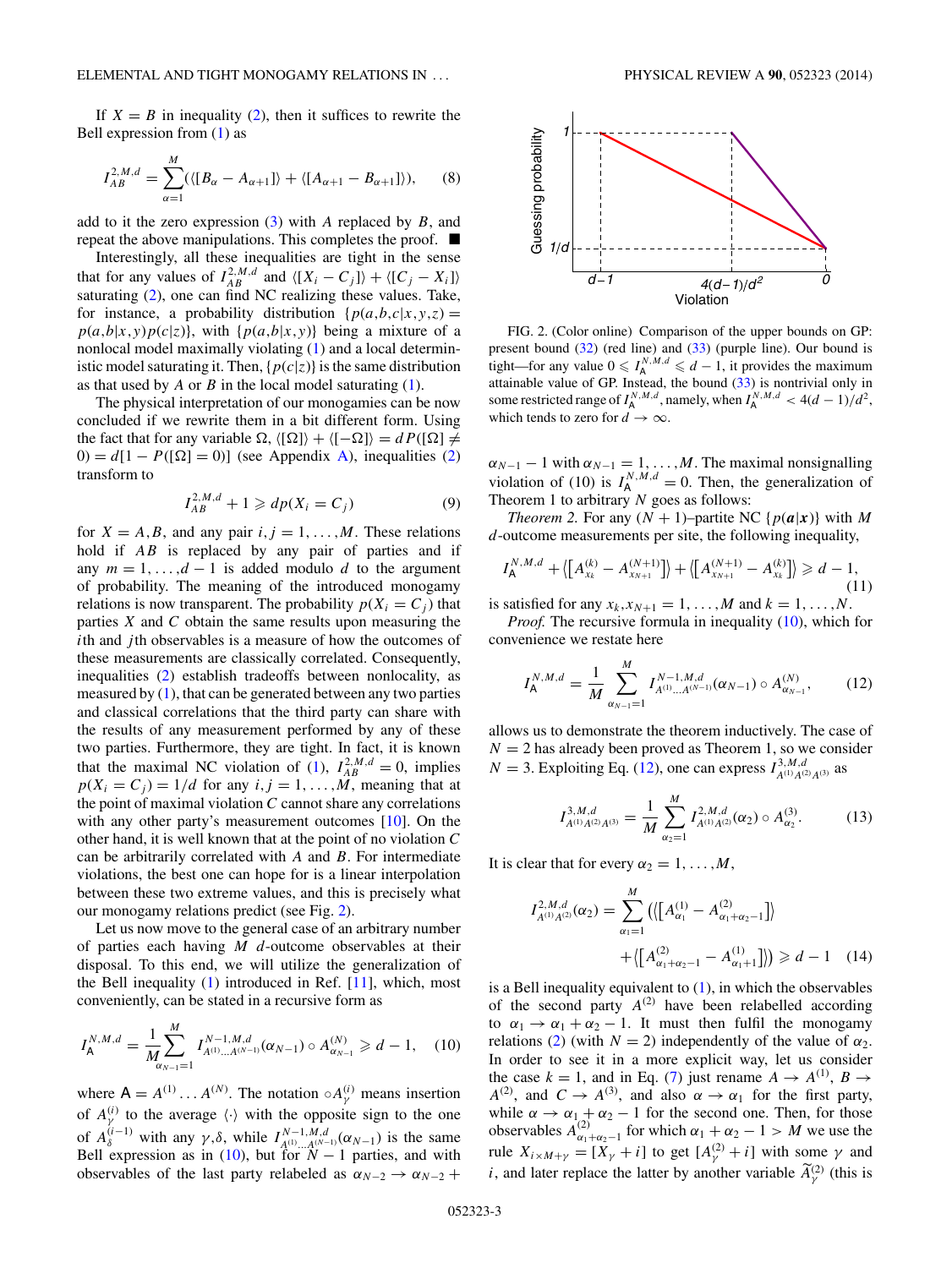If $X = B$ in inequality (2), then it suffices to rewrite the Bell expression from (1) as

$$I_{AB}^{2,M,d} = \sum_{\alpha=1}^{M}(\langle[B_\alpha - A_{\alpha+1}]\rangle + \langle[A_{\alpha+1} - B_{\alpha+1}]\rangle), \quad (8)$$

add to it the zero expression (3) with $A$ replaced by $B$, and repeat the above manipulations. This completes the proof. ■

Interestingly, all these inequalities are tight in the sense that for any values of $I_{AB}^{2,M,d}$ and $\langle[X_i - C_j]\rangle + \langle[C_j - X_i]\rangle$ saturating (2), one can find NC realizing these values. Take, for instance, a probability distribution $\{p(a,b,c|x,y,z) = p(a,b|x,y)p(c|z)\}$, with $\{p(a,b|x,y)\}$ being a mixture of a nonlocal model maximally violating (1) and a local deterministic model saturating it. Then, $\{p(c|z)\}$ is the same distribution as that used by $A$ or $B$ in the local model saturating (1).

The physical interpretation of our monogamies can be now concluded if we rewrite them in a bit different form. Using the fact that for any variable $\Omega$, $\langle[\Omega]\rangle + \langle[-\Omega]\rangle = dP([\Omega] \neq 0) = d[1 - P([\Omega] = 0)]$ (see Appendix A), inequalities (2) transform to

$$I_{AB}^{2,M,d} + 1 \geqslant dp(X_i = C_j) \quad (9)$$

for $X = A,B$, and any pair $i,j = 1,\dots,M$. These relations hold if $AB$ is replaced by any pair of parties and if any $m = 1,\dots,d-1$ is added modulo $d$ to the argument of probability. The meaning of the introduced monogamy relations is now transparent. The probability $p(X_i = C_j)$ that parties $X$ and $C$ obtain the same results upon measuring the $i$th and $j$th observables is a measure of how the outcomes of these measurements are classically correlated. Consequently, inequalities (2) establish tradeoffs between nonlocality, as measured by (1), that can be generated between any two parties and classical correlations that the third party can share with the results of any measurement performed by any of these two parties. Furthermore, they are tight. In fact, it is known that the maximal NC violation of (1), $I_{AB}^{2,M,d} = 0$, implies $p(X_i = C_j) = 1/d$ for any $i,j = 1,\dots,M$, meaning that at the point of maximal violation $C$ cannot share any correlations with any other party's measurement outcomes [10]. On the other hand, it is well known that at the point of no violation $C$ can be arbitrarily correlated with $A$ and $B$. For intermediate violations, the best one can hope for is a linear interpolation between these two extreme values, and this is precisely what our monogamy relations predict (see Fig. 2).

Let us now move to the general case of an arbitrary number of parties each having $M$ $d$-outcome observables at their disposal. To this end, we will utilize the generalization of the Bell inequality (1) introduced in Ref. [11], which, most conveniently, can be stated in a recursive form as

$$I_{\mathsf{A}}^{N,M,d} = \frac{1}{M}\sum_{\alpha_{N-1}=1}^{M} I_{A^{(1)}\dots A^{(N-1)}}^{N-1,M,d}(\alpha_{N-1}) \circ A_{\alpha_{N-1}}^{(N)} \geqslant d-1, \quad (10)$$

where $\mathsf{A} = A^{(1)}\dots A^{(N)}$. The notation $\circ A_\gamma^{(i)}$ means insertion of $A_\gamma^{(i)}$ to the average $\langle\cdot\rangle$ with the opposite sign to the one of $A_\delta^{(i-1)}$ with any $\gamma,\delta$, while $I_{A^{(1)}\dots A^{(N-1)}}^{N-1,M,d}(\alpha_{N-1})$ is the same Bell expression as in (10), but for $N-1$ parties, and with observables of the last party relabeled as $\alpha_{N-2} \to \alpha_{N-2} + \alpha_{N-1} - 1$ with $\alpha_{N-1} = 1,\dots,M$. The maximal nonsignalling violation of (10) is $I_{\mathsf{A}}^{N,M,d} = 0$. Then, the generalization of Theorem 1 to arbitrary $N$ goes as follows:

*Theorem 2.* For any $(N+1)$–partite NC $\{p(\boldsymbol{a}|\boldsymbol{x})\}$ with $M$ $d$-outcome measurements per site, the following inequality,

$$I_{\mathsf{A}}^{N,M,d} + \langle[A_{x_k}^{(k)} - A_{x_{N+1}}^{(N+1)}]\rangle + \langle[A_{x_{N+1}}^{(N+1)} - A_{x_k}^{(k)}]\rangle \geqslant d-1, \quad (11)$$

is satisfied for any $x_k, x_{N+1} = 1,\dots,M$ and $k = 1,\dots,N$.

*Proof.* The recursive formula in inequality (10), which for convenience we restate here

$$I_{\mathsf{A}}^{N,M,d} = \frac{1}{M}\sum_{\alpha_{N-1}=1}^{M} I_{A^{(1)}\dots A^{(N-1)}}^{N-1,M,d}(\alpha_{N-1}) \circ A_{\alpha_{N-1}}^{(N)}, \quad (12)$$

allows us to demonstrate the theorem inductively. The case of $N=2$ has already been proved as Theorem 1, so we consider $N=3$. Exploiting Eq. (12), one can express $I_{A^{(1)}A^{(2)}A^{(3)}}^{3,M,d}$ as

$$I_{A^{(1)}A^{(2)}A^{(3)}}^{3,M,d} = \frac{1}{M}\sum_{\alpha_2=1}^{M} I_{A^{(1)}A^{(2)}}^{2,M,d}(\alpha_2) \circ A_{\alpha_2}^{(3)}. \quad (13)$$

It is clear that for every $\alpha_2 = 1,\dots,M$,

$$I_{A^{(1)}A^{(2)}}^{2,M,d}(\alpha_2) = \sum_{\alpha_1=1}^{M}\left(\langle[A_{\alpha_1}^{(1)} - A_{\alpha_1+\alpha_2-1}^{(2)}]\rangle + \langle[A_{\alpha_1+\alpha_2-1}^{(2)} - A_{\alpha_1+1}^{(1)}]\rangle\right) \geqslant d-1 \quad (14)$$

is a Bell inequality equivalent to (1), in which the observables of the second party $A^{(2)}$ have been relabelled according to $\alpha_1 \to \alpha_1 + \alpha_2 - 1$. It must then fulfil the monogamy relations (2) (with $N=2$) independently of the value of $\alpha_2$. In order to see it in a more explicit way, let us consider the case $k=1$, and in Eq. (7) just rename $A \to A^{(1)}$, $B \to A^{(2)}$, and $C \to A^{(3)}$, and also $\alpha \to \alpha_1$ for the first party, while $\alpha \to \alpha_1 + \alpha_2 - 1$ for the second one. Then, for those observables $A_{\alpha_1+\alpha_2-1}^{(2)}$ for which $\alpha_1 + \alpha_2 - 1 > M$ we use the rule $X_{i\times M+\gamma} = [X_\gamma + i]$ to get $[A_\gamma^{(2)} + i]$ with some $\gamma$ and $i$, and later replace the latter by another variable $\widetilde{A}_\gamma^{(2)}$ (this is

FIG. 2. (Color online) Comparison of the upper bounds on GP: present bound (32) (red line) and (33) (purple line). Our bound is tight—for any value $0 \leqslant I_{\mathsf{A}}^{N,M,d} \leqslant d-1$, it provides the maximum attainable value of GP. Instead, the bound (33) is nontrivial only in some restricted range of $I_{\mathsf{A}}^{N,M,d}$, namely, when $I_{\mathsf{A}}^{N,M,d} < 4(d-1)/d^2$, which tends to zero for $d \to \infty$.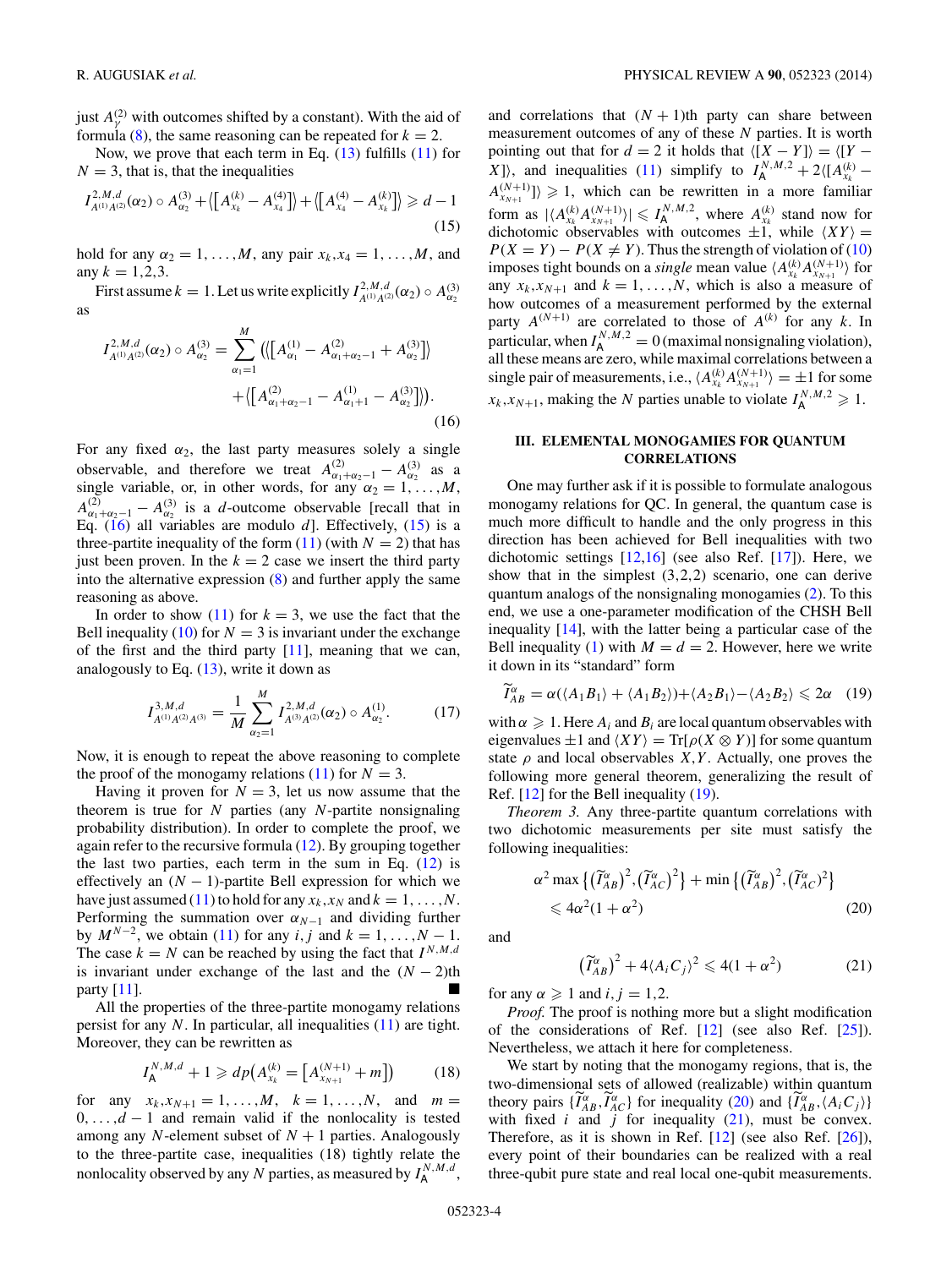just $A_{\gamma}^{(2)}$ with outcomes shifted by a constant). With the aid of formula (8), the same reasoning can be repeated for $k=2$.

Now, we prove that each term in Eq. (13) fulfills (11) for $N=3$, that is, that the inequalities

$$I^{2,M,d}_{A^{(1)}A^{(2)}}(\alpha_2)\circ A^{(3)}_{\alpha_2}+\langle\big[A^{(k)}_{x_k}-A^{(4)}_{x_4}\big]\rangle+\langle\big[A^{(4)}_{x_4}-A^{(k)}_{x_k}\big]\rangle\geqslant d-1 \tag{15}$$

hold for any $\alpha_2=1,\dots,M$, any pair $x_k,x_4=1,\dots,M$, and any $k=1,2,3$.

First assume $k=1$. Let us write explicitly $I^{2,M,d}_{A^{(1)}A^{(2)}}(\alpha_2)\circ A^{(3)}_{\alpha_2}$ as

$$\begin{aligned}I^{2,M,d}_{A^{(1)}A^{(2)}}(\alpha_2)\circ A^{(3)}_{\alpha_2}=\sum_{\alpha_1=1}^{M}\Big(&\langle\big[A^{(1)}_{\alpha_1}-A^{(2)}_{\alpha_1+\alpha_2-1}+A^{(3)}_{\alpha_2}\big]\rangle\\&+\langle\big[A^{(2)}_{\alpha_1+\alpha_2-1}-A^{(1)}_{\alpha_1+1}-A^{(3)}_{\alpha_2}\big]\rangle\Big).\end{aligned} \tag{16}$$

For any fixed $\alpha_2$, the last party measures solely a single observable, and therefore we treat $A^{(2)}_{\alpha_1+\alpha_2-1}-A^{(3)}_{\alpha_2}$ as a single variable, or, in other words, for any $\alpha_2=1,\dots,M$, $A^{(2)}_{\alpha_1+\alpha_2-1}-A^{(3)}_{\alpha_2}$ is a $d$-outcome observable [recall that in Eq. (16) all variables are modulo $d$]. Effectively, (15) is a three-partite inequality of the form (11) (with $N=2$) that has just been proven. In the $k=2$ case we insert the third party into the alternative expression (8) and further apply the same reasoning as above.

In order to show (11) for $k=3$, we use the fact that the Bell inequality (10) for $N=3$ is invariant under the exchange of the first and the third party [11], meaning that we can, analogously to Eq. (13), write it down as

$$I^{3,M,d}_{A^{(1)}A^{(2)}A^{(3)}}=\frac{1}{M}\sum_{\alpha_2=1}^{M}I^{2,M,d}_{A^{(3)}A^{(2)}}(\alpha_2)\circ A^{(1)}_{\alpha_2}. \tag{17}$$

Now, it is enough to repeat the above reasoning to complete the proof of the monogamy relations (11) for $N=3$.

Having it proven for $N=3$, let us now assume that the theorem is true for $N$ parties (any $N$-partite nonsignaling probability distribution). In order to complete the proof, we again refer to the recursive formula (12). By grouping together the last two parties, each term in the sum in Eq. (12) is effectively an $(N-1)$-partite Bell expression for which we have just assumed (11) to hold for any $x_k,x_N$ and $k=1,\dots,N$. Performing the summation over $\alpha_{N-1}$ and dividing further by $M^{N-2}$, we obtain (11) for any $i,j$ and $k=1,\dots,N-1$. The case $k=N$ can be reached by using the fact that $I^{N,M,d}$ is invariant under exchange of the last and the $(N-2)$th party [11]. ■

All the properties of the three-partite monogamy relations persist for any $N$. In particular, all inequalities (11) are tight. Moreover, they can be rewritten as

$$I^{N,M,d}_{\mathsf{A}}+1\geqslant dp\big(A^{(k)}_{x_k}=\big[A^{(N+1)}_{x_{N+1}}+m\big]\big) \tag{18}$$

for any $x_k,x_{N+1}=1,\dots,M$, $k=1,\dots,N$, and $m=0,\dots,d-1$ and remain valid if the nonlocality is tested among any $N$-element subset of $N+1$ parties. Analogously to the three-partite case, inequalities (18) tightly relate the nonlocality observed by any $N$ parties, as measured by $I^{N,M,d}_{\mathsf{A}}$, and correlations that $(N+1)$th party can share between measurement outcomes of any of these $N$ parties. It is worth pointing out that for $d=2$ it holds that $\langle[X-Y]\rangle=\langle[Y-X]\rangle$, and inequalities (11) simplify to $I^{N,M,2}_{\mathsf{A}}+2\langle[A^{(k)}_{x_k}-A^{(N+1)}_{x_{N+1}}]\rangle\geqslant 1$, which can be rewritten in a more familiar form as $|\langle A^{(k)}_{x_k}A^{(N+1)}_{x_{N+1}}\rangle|\leqslant I^{N,M,2}_{\mathsf{A}}$, where $A^{(k)}_{x_k}$ stand now for dichotomic observables with outcomes $\pm1$, while $\langle XY\rangle=P(X=Y)-P(X\neq Y)$. Thus the strength of violation of (10) imposes tight bounds on a *single* mean value $\langle A^{(k)}_{x_k}A^{(N+1)}_{x_{N+1}}\rangle$ for any $x_k,x_{N+1}$ and $k=1,\dots,N$, which is also a measure of how outcomes of a measurement performed by the external party $A^{(N+1)}$ are correlated to those of $A^{(k)}$ for any $k$. In particular, when $I^{N,M,2}_{\mathsf{A}}=0$ (maximal nonsignaling violation), all these means are zero, while maximal correlations between a single pair of measurements, i.e., $\langle A^{(k)}_{x_k}A^{(N+1)}_{x_{N+1}}\rangle=\pm1$ for some $x_k,x_{N+1}$, making the $N$ parties unable to violate $I^{N,M,2}_{\mathsf{A}}\geqslant 1$.

## III. ELEMENTAL MONOGAMIES FOR QUANTUM CORRELATIONS

One may further ask if it is possible to formulate analogous monogamy relations for QC. In general, the quantum case is much more difficult to handle and the only progress in this direction has been achieved for Bell inequalities with two dichotomic settings [12,16] (see also Ref. [17]). Here, we show that in the simplest (3,2,2) scenario, one can derive quantum analogs of the nonsignaling monogamies (2). To this end, we use a one-parameter modification of the CHSH Bell inequality [14], with the latter being a particular case of the Bell inequality (1) with $M=d=2$. However, here we write it down in its "standard" form

$$\widetilde{I}^{\alpha}_{AB}=\alpha(\langle A_1B_1\rangle+\langle A_1B_2\rangle)+\langle A_2B_1\rangle-\langle A_2B_2\rangle\leqslant 2\alpha \tag{19}$$

with $\alpha\geqslant1$. Here $A_i$ and $B_i$ are local quantum observables with eigenvalues $\pm1$ and $\langle XY\rangle=\mathrm{Tr}[\rho(X\otimes Y)]$ for some quantum state $\rho$ and local observables $X,Y$. Actually, one proves the following more general theorem, generalizing the result of Ref. [12] for the Bell inequality (19).

*Theorem 3.* Any three-partite quantum correlations with two dichotomic measurements per site must satisfy the following inequalities:

$$\alpha^2\max\big\{\big(\widetilde{I}^{\alpha}_{AB}\big)^2,\big(\widetilde{I}^{\alpha}_{AC}\big)^2\big\}+\min\big\{\big(\widetilde{I}^{\alpha}_{AB}\big)^2,\big(\widetilde{I}^{\alpha}_{AC}\big)^2\big\}\leqslant 4\alpha^2(1+\alpha^2) \tag{20}$$

and

$$\big(\widetilde{I}^{\alpha}_{AB}\big)^2+4\langle A_iC_j\rangle^2\leqslant 4(1+\alpha^2) \tag{21}$$

for any $\alpha\geqslant1$ and $i,j=1,2$.

*Proof.* The proof is nothing more but a slight modification of the considerations of Ref. [12] (see also Ref. [25]). Nevertheless, we attach it here for completeness.

We start by noting that the monogamy regions, that is, the two-dimensional sets of allowed (realizable) within quantum theory pairs $\{\widetilde{I}^{\alpha}_{AB},\widetilde{I}^{\alpha}_{AC}\}$ for inequality (20) and $\{\widetilde{I}^{\alpha}_{AB},\langle A_iC_j\rangle\}$ with fixed $i$ and $j$ for inequality (21), must be convex. Therefore, as it is shown in Ref. [12] (see also Ref. [26]), every point of their boundaries can be realized with a real three-qubit pure state and real local one-qubit measurements.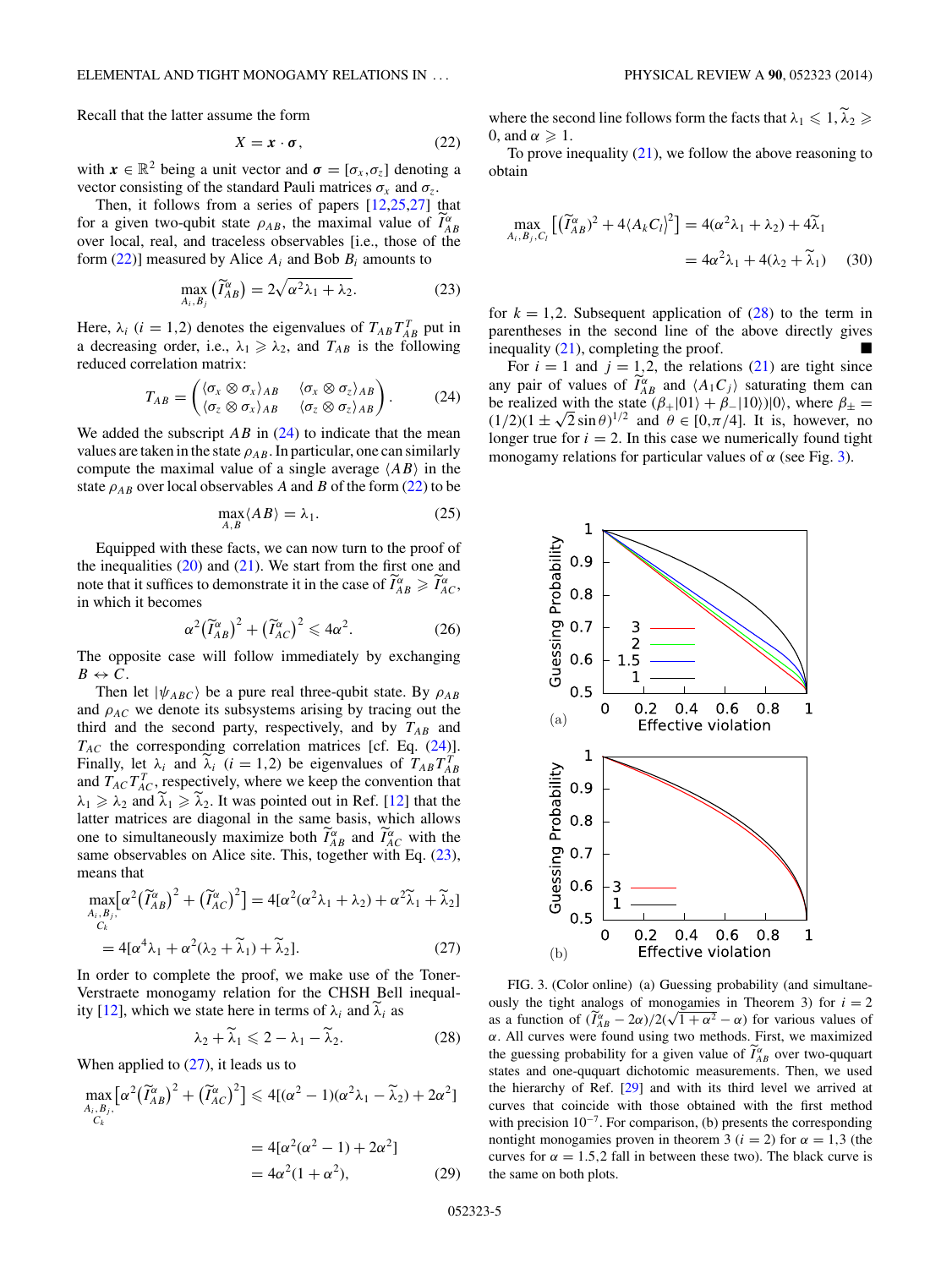Recall that the latter assume the form

$$X = \boldsymbol{x}\cdot\boldsymbol{\sigma}, \tag{22}$$

with $\boldsymbol{x}\in\mathbb{R}^2$ being a unit vector and $\boldsymbol{\sigma}=[\sigma_x,\sigma_z]$ denoting a vector consisting of the standard Pauli matrices $\sigma_x$ and $\sigma_z$.

Then, it follows from a series of papers [12,25,27] that for a given two-qubit state $\rho_{AB}$, the maximal value of $\widetilde{I}_{AB}^{\alpha}$ over local, real, and traceless observables [i.e., those of the form (22)] measured by Alice $A_i$ and Bob $B_i$ amounts to

$$\max_{A_i,B_j}\left(\widetilde{I}_{AB}^{\alpha}\right) = 2\sqrt{\alpha^2\lambda_1+\lambda_2}. \tag{23}$$

Here, $\lambda_i$ $(i=1,2)$ denotes the eigenvalues of $T_{AB}T_{AB}^T$ put in a decreasing order, i.e., $\lambda_1\geqslant\lambda_2$, and $T_{AB}$ is the following reduced correlation matrix:

$$T_{AB} = \begin{pmatrix} \langle\sigma_x\otimes\sigma_x\rangle_{AB} & \langle\sigma_x\otimes\sigma_z\rangle_{AB} \\ \langle\sigma_z\otimes\sigma_x\rangle_{AB} & \langle\sigma_z\otimes\sigma_z\rangle_{AB}\end{pmatrix}. \tag{24}$$

We added the subscript $AB$ in (24) to indicate that the mean values are taken in the state $\rho_{AB}$. In particular, one can similarly compute the maximal value of a single average $\langle AB\rangle$ in the state $\rho_{AB}$ over local observables $A$ and $B$ of the form (22) to be

$$\max_{A,B}\langle AB\rangle = \lambda_1. \tag{25}$$

Equipped with these facts, we can now turn to the proof of the inequalities (20) and (21). We start from the first one and note that it suffices to demonstrate it in the case of $\widetilde{I}_{AB}^{\alpha}\geqslant\widetilde{I}_{AC}^{\alpha}$, in which it becomes

$$\alpha^2\left(\widetilde{I}_{AB}^{\alpha}\right)^2+\left(\widetilde{I}_{AC}^{\alpha}\right)^2\leqslant 4\alpha^2. \tag{26}$$

The opposite case will follow immediately by exchanging $B\leftrightarrow C$.

Then let $|\psi_{ABC}\rangle$ be a pure real three-qubit state. By $\rho_{AB}$ and $\rho_{AC}$ we denote its subsystems arising by tracing out the third and the second party, respectively, and by $T_{AB}$ and $T_{AC}$ the corresponding correlation matrices [cf. Eq. (24)]. Finally, let $\lambda_i$ and $\widetilde{\lambda}_i$ $(i=1,2)$ be eigenvalues of $T_{AB}T_{AB}^T$ and $T_{AC}T_{AC}^T$, respectively, where we keep the convention that $\lambda_1\geqslant\lambda_2$ and $\widetilde{\lambda}_1\geqslant\widetilde{\lambda}_2$. It was pointed out in Ref. [12] that the latter matrices are diagonal in the same basis, which allows one to simultaneously maximize both $\widetilde{I}_{AB}^{\alpha}$ and $\widetilde{I}_{AC}^{\alpha}$ with the same observables on Alice site. This, together with Eq. (23), means that

$$\begin{aligned}\max_{A_i,B_j,C_k}\left[\alpha^2\left(\widetilde{I}_{AB}^{\alpha}\right)^2+\left(\widetilde{I}_{AC}^{\alpha}\right)^2\right] &= 4[\alpha^2(\alpha^2\lambda_1+\lambda_2)+\alpha^2\widetilde{\lambda}_1+\widetilde{\lambda}_2]\\ &= 4[\alpha^4\lambda_1+\alpha^2(\lambda_2+\widetilde{\lambda}_1)+\widetilde{\lambda}_2].\end{aligned} \tag{27}$$

In order to complete the proof, we make use of the Toner-Verstraete monogamy relation for the CHSH Bell inequality [12], which we state here in terms of $\lambda_i$ and $\widetilde{\lambda}_i$ as

$$\lambda_2+\widetilde{\lambda}_1\leqslant 2-\lambda_1-\widetilde{\lambda}_2. \tag{28}$$

When applied to (27), it leads us to

$$\begin{aligned}\max_{A_i,B_j,C_k}\left[\alpha^2\left(\widetilde{I}_{AB}^{\alpha}\right)^2+\left(\widetilde{I}_{AC}^{\alpha}\right)^2\right] &\leqslant 4[(\alpha^2-1)(\alpha^2\lambda_1-\widetilde{\lambda}_2)+2\alpha^2]\\ &= 4[\alpha^2(\alpha^2-1)+2\alpha^2]\\ &= 4\alpha^2(1+\alpha^2),\end{aligned} \tag{29}$$

where the second line follows form the facts that $\lambda_1\leqslant 1$, $\widetilde{\lambda}_2\geqslant 0$, and $\alpha\geqslant 1$.

To prove inequality (21), we follow the above reasoning to obtain

$$\begin{aligned}\max_{A_i,B_j,C_l}\left[\left(\widetilde{I}_{AB}^{\alpha}\right)^2+4\langle A_kC_l\rangle^2\right] &= 4(\alpha^2\lambda_1+\lambda_2)+4\widetilde{\lambda}_1\\ &= 4\alpha^2\lambda_1+4(\lambda_2+\widetilde{\lambda}_1)\end{aligned} \tag{30}$$

for $k=1,2$. Subsequent application of (28) to the term in parentheses in the second line of the above directly gives inequality (21), completing the proof. ■

For $i=1$ and $j=1,2$, the relations (21) are tight since any pair of values of $\widetilde{I}_{AB}^{\alpha}$ and $\langle A_1C_j\rangle$ saturating them can be realized with the state $(\beta_+|01\rangle+\beta_-|10\rangle)|0\rangle$, where $\beta_\pm=(1/2)(1\pm\sqrt{2}\sin\theta)^{1/2}$ and $\theta\in[0,\pi/4]$. It is, however, no longer true for $i=2$. In this case we numerically found tight monogamy relations for particular values of $\alpha$ (see Fig. 3).

FIG. 3. (Color online) (a) Guessing probability (and simultaneously the tight analogs of monogamies in Theorem 3) for $i=2$ as a function of $(\widetilde{I}_{AB}^{\alpha}-2\alpha)/2(\sqrt{1+\alpha^2}-\alpha)$ for various values of $\alpha$. All curves were found using two methods. First, we maximized the guessing probability for a given value of $\widetilde{I}_{AB}^{\alpha}$ over two-ququart states and one-ququart dichotomic measurements. Then, we used the hierarchy of Ref. [29] and with its third level we arrived at curves that coincide with those obtained with the first method with precision $10^{-7}$. For comparison, (b) presents the corresponding nontight monogamies proven in theorem 3 $(i=2)$ for $\alpha=1,3$ (the curves for $\alpha=1.5,2$ fall in between these two). The black curve is the same on both plots.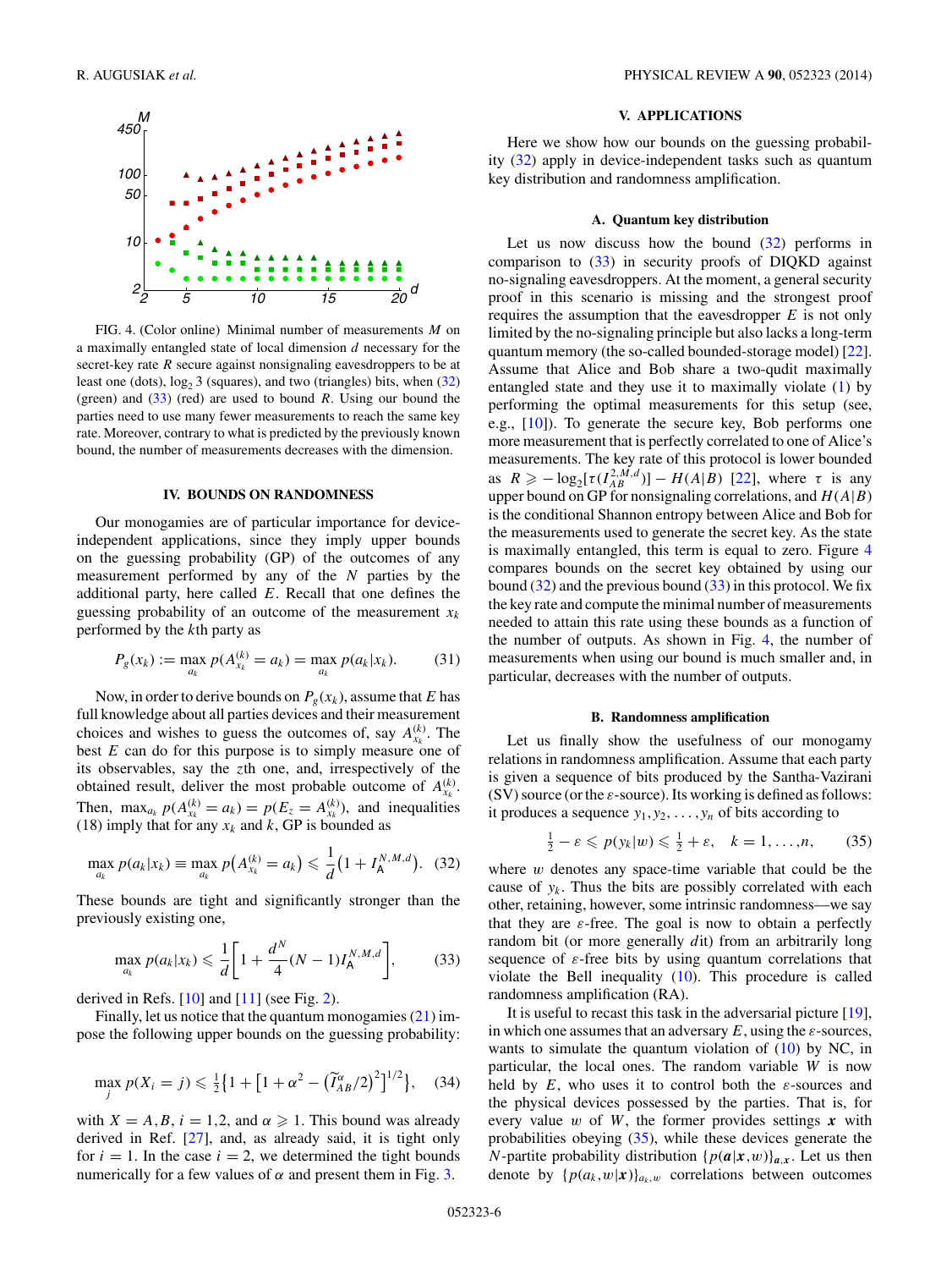FIG. 4. (Color online) Minimal number of measurements $M$ on a maximally entangled state of local dimension $d$ necessary for the secret-key rate $R$ secure against nonsignaling eavesdroppers to be at least one (dots), $\log_2 3$ (squares), and two (triangles) bits, when (32) (green) and (33) (red) are used to bound $R$. Using our bound the parties need to use many fewer measurements to reach the same key rate. Moreover, contrary to what is predicted by the previously known bound, the number of measurements decreases with the dimension.

## IV. BOUNDS ON RANDOMNESS

Our monogamies are of particular importance for device-independent applications, since they imply upper bounds on the guessing probability (GP) of the outcomes of any measurement performed by any of the $N$ parties by the additional party, here called $E$. Recall that one defines the guessing probability of an outcome of the measurement $x_k$ performed by the $k$th party as

$$P_g(x_k) := \max_{a_k} p(A_{x_k}^{(k)} = a_k) = \max_{a_k} p(a_k|x_k). \qquad (31)$$

Now, in order to derive bounds on $P_g(x_k)$, assume that $E$ has full knowledge about all parties devices and their measurement choices and wishes to guess the outcomes of, say $A_{x_k}^{(k)}$. The best $E$ can do for this purpose is to simply measure one of its observables, say the $z$th one, and, irrespectively of the obtained result, deliver the most probable outcome of $A_{x_k}^{(k)}$. Then, $\max_{a_k} p(A_{x_k}^{(k)} = a_k) = p(E_z = A_{x_k}^{(k)})$, and inequalities (18) imply that for any $x_k$ and $k$, GP is bounded as

$$\max_{a_k} p(a_k|x_k) \equiv \max_{a_k} p\big(A_{x_k}^{(k)} = a_k\big) \leqslant \frac{1}{d}\big(1 + I_{\mathsf{A}}^{N,M,d}\big). \quad (32)$$

These bounds are tight and significantly stronger than the previously existing one,

$$\max_{a_k} p(a_k|x_k) \leqslant \frac{1}{d}\left[1 + \frac{d^N}{4}(N-1)I_{\mathsf{A}}^{N,M,d}\right], \qquad (33)$$

derived in Refs. [10] and [11] (see Fig. 2).

Finally, let us notice that the quantum monogamies (21) impose the following upper bounds on the guessing probability:

$$\max_j p(X_i = j) \leqslant \tfrac{1}{2}\big\{1 + \big[1 + \alpha^2 - \big(\widetilde{I}_{AB}^{\alpha}/2\big)^2\big]^{1/2}\big\}, \quad (34)$$

with $X = A, B$, $i = 1,2$, and $\alpha \geqslant 1$. This bound was already derived in Ref. [27], and, as already said, it is tight only for $i = 1$. In the case $i = 2$, we determined the tight bounds numerically for a few values of $\alpha$ and present them in Fig. 3.

## V. APPLICATIONS

Here we show how our bounds on the guessing probability (32) apply in device-independent tasks such as quantum key distribution and randomness amplification.

### A. Quantum key distribution

Let us now discuss how the bound (32) performs in comparison to (33) in security proofs of DIQKD against no-signaling eavesdroppers. At the moment, a general security proof in this scenario is missing and the strongest proof requires the assumption that the eavesdropper $E$ is not only limited by the no-signaling principle but also lacks a long-term quantum memory (the so-called bounded-storage model) [22]. Assume that Alice and Bob share a two-qudit maximally entangled state and they use it to maximally violate (1) by performing the optimal measurements for this setup (see, e.g., [10]). To generate the secure key, Bob performs one more measurement that is perfectly correlated to one of Alice's measurements. The key rate of this protocol is lower bounded as $R \geqslant -\log_2[\tau(I_{AB}^{2,M,d})] - H(A|B)$ [22], where $\tau$ is any upper bound on GP for nonsignaling correlations, and $H(A|B)$ is the conditional Shannon entropy between Alice and Bob for the measurements used to generate the secret key. As the state is maximally entangled, this term is equal to zero. Figure 4 compares bounds on the secret key obtained by using our bound (32) and the previous bound (33) in this protocol. We fix the key rate and compute the minimal number of measurements needed to attain this rate using these bounds as a function of the number of outputs. As shown in Fig. 4, the number of measurements when using our bound is much smaller and, in particular, decreases with the number of outputs.

### B. Randomness amplification

Let us finally show the usefulness of our monogamy relations in randomness amplification. Assume that each party is given a sequence of bits produced by the Santha-Vazirani (SV) source (or the $\varepsilon$-source). Its working is defined as follows: it produces a sequence $y_1, y_2, \ldots, y_n$ of bits according to

$$\tfrac{1}{2} - \varepsilon \leqslant p(y_k|w) \leqslant \tfrac{1}{2} + \varepsilon, \quad k = 1, \ldots, n, \qquad (35)$$

where $w$ denotes any space-time variable that could be the cause of $y_k$. Thus the bits are possibly correlated with each other, retaining, however, some intrinsic randomness—we say that they are $\varepsilon$-free. The goal is now to obtain a perfectly random bit (or more generally $d$it) from an arbitrarily long sequence of $\varepsilon$-free bits by using quantum correlations that violate the Bell inequality (10). This procedure is called randomness amplification (RA).

It is useful to recast this task in the adversarial picture [19], in which one assumes that an adversary $E$, using the $\varepsilon$-sources, wants to simulate the quantum violation of (10) by NC, in particular, the local ones. The random variable $W$ is now held by $E$, who uses it to control both the $\varepsilon$-sources and the physical devices possessed by the parties. That is, for every value $w$ of $W$, the former provides settings $\boldsymbol{x}$ with probabilities obeying (35), while these devices generate the $N$-partite probability distribution $\{p(\boldsymbol{a}|\boldsymbol{x},w)\}_{\boldsymbol{a},\boldsymbol{x}}$. Let us then denote by $\{p(a_k,w|\boldsymbol{x})\}_{a_k,w}$ correlations between outcomes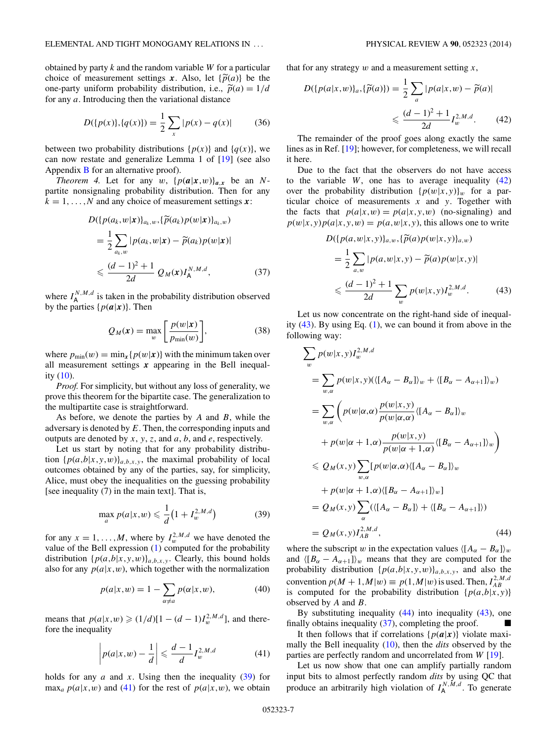obtained by party $k$ and the random variable $W$ for a particular choice of measurement settings $\boldsymbol{x}$. Also, let $\{\widetilde{p}(a)\}$ be the one-party uniform probability distribution, i.e., $\widetilde{p}(a)=1/d$ for any $a$. Introducing then the variational distance

$$D(\{p(x)\},\{q(x)\})=\frac{1}{2}\sum_{x}|p(x)-q(x)| \tag{36}$$

between two probability distributions $\{p(x)\}$ and $\{q(x)\}$, we can now restate and generalize Lemma 1 of [19] (see also Appendix B for an alternative proof).

*Theorem 4.* Let for any $w$, $\{p(\boldsymbol{a}|\boldsymbol{x},w)\}_{\boldsymbol{a},\boldsymbol{x}}$ be an $N$-partite nonsignaling probability distribution. Then for any $k=1,\ldots,N$ and any choice of measurement settings $\boldsymbol{x}$:

$$\begin{aligned}
&D(\{p(a_k,w|\boldsymbol{x})\}_{a_k,w},\{\widetilde{p}(a_k)p(w|\boldsymbol{x})\}_{a_k,w})\\
&\quad=\frac{1}{2}\sum_{a_k,w}|p(a_k,w|\boldsymbol{x})-\widetilde{p}(a_k)p(w|\boldsymbol{x})|\\
&\quad\leqslant\frac{(d-1)^2+1}{2d}\,Q_M(\boldsymbol{x})I_{\mathsf{A}}^{N,M,d},
\end{aligned} \tag{37}$$

where $I_{\mathsf{A}}^{N,M,d}$ is taken in the probability distribution observed by the parties $\{p(\boldsymbol{a}|\boldsymbol{x})\}$. Then

$$Q_M(\boldsymbol{x})=\max_w\left[\frac{p(w|\boldsymbol{x})}{p_{\min}(w)}\right], \tag{38}$$

where $p_{\min}(w)=\min_{\boldsymbol{x}}\{p(w|\boldsymbol{x})\}$ with the minimum taken over all measurement settings $\boldsymbol{x}$ appearing in the Bell inequality (10).

*Proof.* For simplicity, but without any loss of generality, we prove this theorem for the bipartite case. The generalization to the multipartite case is straightforward.

As before, we denote the parties by $A$ and $B$, while the adversary is denoted by $E$. Then, the corresponding inputs and outputs are denoted by $x$, $y$, $z$, and $a$, $b$, and $e$, respectively.

Let us start by noting that for any probability distribution $\{p(a,b|x,y,w)\}_{a,b,x,y}$, the maximal probability of local outcomes obtained by any of the parties, say, for simplicity, Alice, must obey the inequalities on the guessing probability [see inequality (7) in the main text]. That is,

$$\max_a p(a|x,w)\leqslant\frac{1}{d}\big(1+I_w^{2,M,d}\big) \tag{39}$$

for any $x=1,\ldots,M$, where by $I_w^{2,M,d}$ we have denoted the value of the Bell expression (1) computed for the probability distribution $\{p(a,b|x,y,w)\}_{a,b,x,y}$. Clearly, this bound holds also for any $p(a|x,w)$, which together with the normalization

$$p(a|x,w)=1-\sum_{\alpha\neq a}p(\alpha|x,w), \tag{40}$$

means that $p(a|x,w)\geqslant(1/d)[1-(d-1)I_w^{2,M,d}]$, and therefore the inequality

$$\left|p(a|x,w)-\frac{1}{d}\right|\leqslant\frac{d-1}{d}I_w^{2,M,d} \tag{41}$$

holds for any $a$ and $x$. Using then the inequality (39) for $\max_a p(a|x,w)$ and (41) for the rest of $p(a|x,w)$, we obtain that for any strategy $w$ and a measurement setting $x$,

$$\begin{aligned}
D(\{p(a|x,w)\}_a,\{\widetilde{p}(a)\})&=\frac{1}{2}\sum_a|p(a|x,w)-\widetilde{p}(a)|\\
&\leqslant\frac{(d-1)^2+1}{2d}I_w^{2,M,d}.
\end{aligned} \tag{42}$$

The remainder of the proof goes along exactly the same lines as in Ref. [19]; however, for completeness, we will recall it here.

Due to the fact that the observers do not have access to the variable $W$, one has to average inequality (42) over the probability distribution $\{p(w|x,y)\}_w$ for a particular choice of measurements $x$ and $y$. Together with the facts that $p(a|x,w)=p(a|x,y,w)$ (no-signaling) and $p(w|x,y)p(a|x,y,w)=p(a,w|x,y)$, this allows one to write

$$\begin{aligned}
&D(\{p(a,w|x,y)\}_{a,w},\{\widetilde{p}(a)p(w|x,y)\}_{a,w})\\
&\quad=\frac{1}{2}\sum_{a,w}|p(a,w|x,y)-\widetilde{p}(a)p(w|x,y)|\\
&\quad\leqslant\frac{(d-1)^2+1}{2d}\sum_w p(w|x,y)I_w^{2,M,d}.
\end{aligned} \tag{43}$$

Let us now concentrate on the right-hand side of inequality (43). By using Eq. (1), we can bound it from above in the following way:

$$\begin{aligned}
&\sum_w p(w|x,y)I_w^{2,M,d}\\
&\quad=\sum_{w,\alpha}p(w|x,y)(\langle[A_\alpha-B_\alpha]\rangle_w+\langle[B_\alpha-A_{\alpha+1}]\rangle_w)\\
&\quad=\sum_{w,\alpha}\Bigg(p(w|\alpha,\alpha)\frac{p(w|x,y)}{p(w|\alpha,\alpha)}\langle[A_\alpha-B_\alpha]\rangle_w\\
&\qquad+p(w|\alpha+1,\alpha)\frac{p(w|x,y)}{p(w|\alpha+1,\alpha)}\langle[B_\alpha-A_{\alpha+1}]\rangle_w\Bigg)\\
&\quad\leqslant Q_M(x,y)\sum_{w,\alpha}[p(w|\alpha,\alpha)\langle[A_\alpha-B_\alpha]\rangle_w\\
&\qquad+p(w|\alpha+1,\alpha)\langle[B_\alpha-A_{\alpha+1}]\rangle_w]\\
&\quad=Q_M(x,y)\sum_\alpha(\langle[A_\alpha-B_\alpha]\rangle+\langle[B_\alpha-A_{\alpha+1}]\rangle)\\
&\quad=Q_M(x,y)I_{AB}^{2,M,d},
\end{aligned} \tag{44}$$

where the subscript $w$ in the expectation values $\langle[A_\alpha-B_\alpha]\rangle_w$ and $\langle[B_\alpha-A_{\alpha+1}]\rangle_w$ means that they are computed for the probability distribution $\{p(a,b|x,y,w)\}_{a,b,x,y}$, and also the convention $p(M+1,M|w)\equiv p(1,M|w)$ is used. Then, $I_{AB}^{2,M,d}$ is computed for the probability distribution $\{p(a,b|x,y)\}$ observed by $A$ and $B$.

By substituting inequality (44) into inequality (43), one finally obtains inequality (37), completing the proof. ■

It then follows that if correlations $\{p(\boldsymbol{a}|\boldsymbol{x})\}$ violate maximally the Bell inequality (10), then the *dits* observed by the parties are perfectly random and uncorrelated from $W$ [19].

Let us now show that one can amplify partially random input bits to almost perfectly random *dits* by using QC that produce an arbitrarily high violation of $I_{\mathsf{A}}^{N,M,d}$. To generate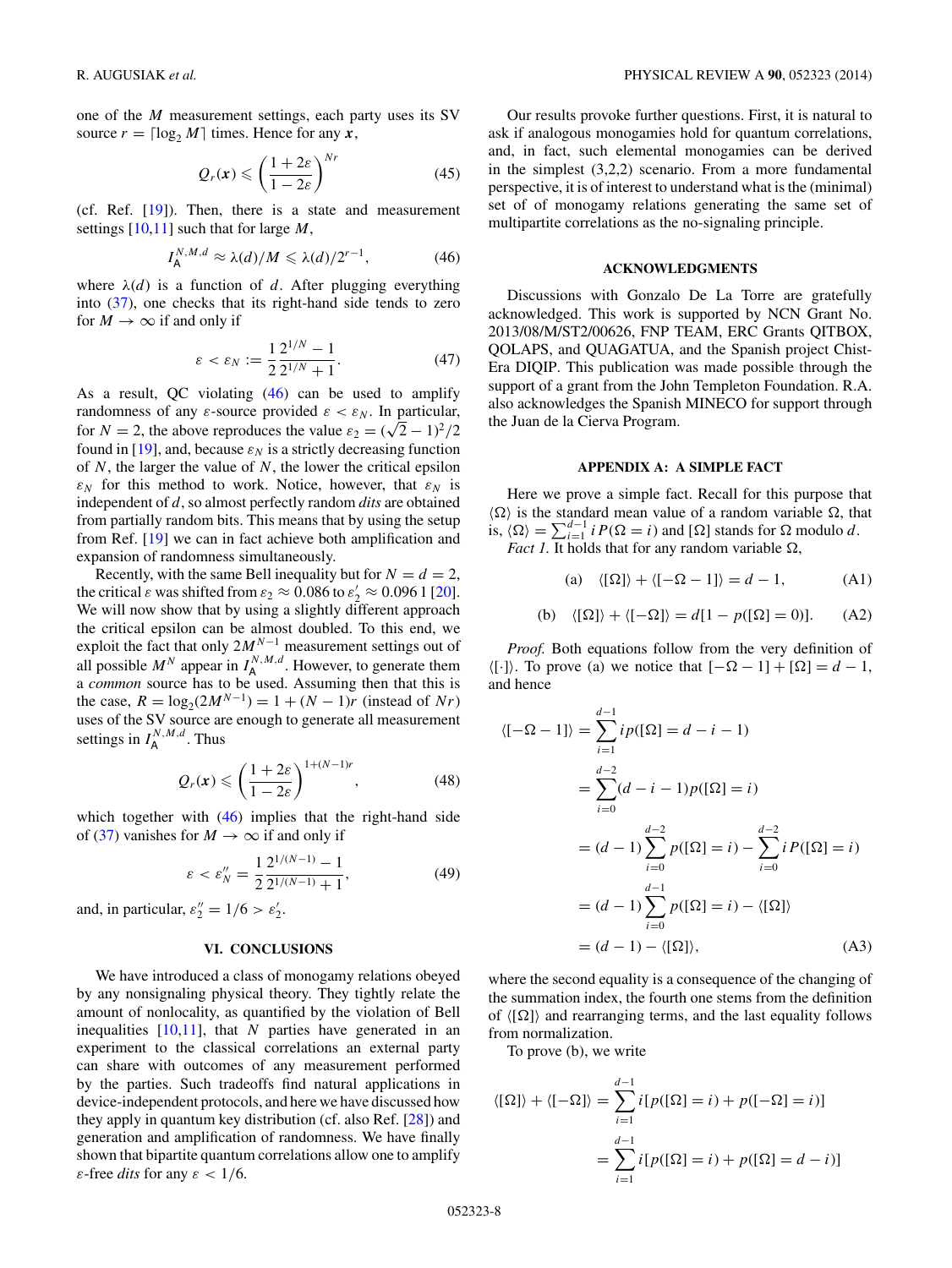one of the $M$ measurement settings, each party uses its SV source $r = \lceil \log_2 M \rceil$ times. Hence for any $\boldsymbol{x}$,

$$Q_r(\boldsymbol{x}) \leqslant \left(\frac{1+2\varepsilon}{1-2\varepsilon}\right)^{Nr} \tag{45}$$

(cf. Ref. [19]). Then, there is a state and measurement settings [10,11] such that for large $M$,

$$I_{\mathsf{A}}^{N,M,d} \approx \lambda(d)/M \leqslant \lambda(d)/2^{r-1}, \tag{46}$$

where $\lambda(d)$ is a function of $d$. After plugging everything into (37), one checks that its right-hand side tends to zero for $M \to \infty$ if and only if

$$\varepsilon < \varepsilon_N := \frac{1}{2}\frac{2^{1/N}-1}{2^{1/N}+1}. \tag{47}$$

As a result, QC violating (46) can be used to amplify randomness of any $\varepsilon$-source provided $\varepsilon < \varepsilon_N$. In particular, for $N = 2$, the above reproduces the value $\varepsilon_2 = (\sqrt{2}-1)^2/2$ found in [19], and, because $\varepsilon_N$ is a strictly decreasing function of $N$, the larger the value of $N$, the lower the critical epsilon $\varepsilon_N$ for this method to work. Notice, however, that $\varepsilon_N$ is independent of $d$, so almost perfectly random *dits* are obtained from partially random bits. This means that by using the setup from Ref. [19] we can in fact achieve both amplification and expansion of randomness simultaneously.

Recently, with the same Bell inequality but for $N = d = 2$, the critical $\varepsilon$ was shifted from $\varepsilon_2 \approx 0.086$ to $\varepsilon_2' \approx 0.0961$ [20]. We will now show that by using a slightly different approach the critical epsilon can be almost doubled. To this end, we exploit the fact that only $2M^{N-1}$ measurement settings out of all possible $M^N$ appear in $I_{\mathsf{A}}^{N,M,d}$. However, to generate them a *common* source has to be used. Assuming then that this is the case, $R = \log_2(2M^{N-1}) = 1 + (N-1)r$ (instead of $Nr$) uses of the SV source are enough to generate all measurement settings in $I_{\mathsf{A}}^{N,M,d}$. Thus

$$Q_r(\boldsymbol{x}) \leqslant \left(\frac{1+2\varepsilon}{1-2\varepsilon}\right)^{1+(N-1)r}, \tag{48}$$

which together with (46) implies that the right-hand side of (37) vanishes for $M \to \infty$ if and only if

$$\varepsilon < \varepsilon_N'' = \frac{1}{2}\frac{2^{1/(N-1)}-1}{2^{1/(N-1)}+1}, \tag{49}$$

and, in particular, $\varepsilon_2'' = 1/6 > \varepsilon_2'$.

## VI. CONCLUSIONS

We have introduced a class of monogamy relations obeyed by any nonsignaling physical theory. They tightly relate the amount of nonlocality, as quantified by the violation of Bell inequalities [10,11], that $N$ parties have generated in an experiment to the classical correlations an external party can share with outcomes of any measurement performed by the parties. Such tradeoffs find natural applications in device-independent protocols, and here we have discussed how they apply in quantum key distribution (cf. also Ref. [28]) and generation and amplification of randomness. We have finally shown that bipartite quantum correlations allow one to amplify $\varepsilon$-free *dits* for any $\varepsilon < 1/6$.

Our results provoke further questions. First, it is natural to ask if analogous monogamies hold for quantum correlations, and, in fact, such elemental monogamies can be derived in the simplest (3,2,2) scenario. From a more fundamental perspective, it is of interest to understand what is the (minimal) set of of monogamy relations generating the same set of multipartite correlations as the no-signaling principle.

### ACKNOWLEDGMENTS

Discussions with Gonzalo De La Torre are gratefully acknowledged. This work is supported by NCN Grant No. 2013/08/M/ST2/00626, FNP TEAM, ERC Grants QITBOX, QOLAPS, and QUAGATUA, and the Spanish project Chist-Era DIQIP. This publication was made possible through the support of a grant from the John Templeton Foundation. R.A. also acknowledges the Spanish MINECO for support through the Juan de la Cierva Program.

### APPENDIX A: A SIMPLE FACT

Here we prove a simple fact. Recall for this purpose that $\langle \Omega \rangle$ is the standard mean value of a random variable $\Omega$, that is, $\langle \Omega \rangle = \sum_{i=1}^{d-1} i P(\Omega = i)$ and $[\Omega]$ stands for $\Omega$ modulo $d$.

*Fact 1.* It holds that for any random variable $\Omega$,

$$\text{(a)} \quad \langle [\Omega] \rangle + \langle [-\Omega - 1] \rangle = d - 1, \tag{A1}$$

$$\text{(b)} \quad \langle [\Omega] \rangle + \langle [-\Omega] \rangle = d[1 - p([\Omega] = 0)]. \tag{A2}$$

*Proof.* Both equations follow from the very definition of $\langle [\cdot] \rangle$. To prove (a) we notice that $[-\Omega - 1] + [\Omega] = d - 1$, and hence

$$\begin{aligned}
\langle [-\Omega - 1] \rangle &= \sum_{i=1}^{d-1} i p([\Omega] = d - i - 1) \\
&= \sum_{i=0}^{d-2} (d - i - 1) p([\Omega] = i) \\
&= (d-1) \sum_{i=0}^{d-2} p([\Omega] = i) - \sum_{i=0}^{d-2} i P([\Omega] = i) \\
&= (d-1) \sum_{i=0}^{d-1} p([\Omega] = i) - \langle [\Omega] \rangle \\
&= (d-1) - \langle [\Omega] \rangle,
\end{aligned} \tag{A3}$$

where the second equality is a consequence of the changing of the summation index, the fourth one stems from the definition of $\langle [\Omega] \rangle$ and rearranging terms, and the last equality follows from normalization.

To prove (b), we write

$$\begin{aligned}
\langle [\Omega] \rangle + \langle [-\Omega] \rangle &= \sum_{i=1}^{d-1} i [p([\Omega] = i) + p([-\Omega] = i)] \\
&= \sum_{i=1}^{d-1} i [p([\Omega] = i) + p([\Omega] = d - i)]
\end{aligned}$$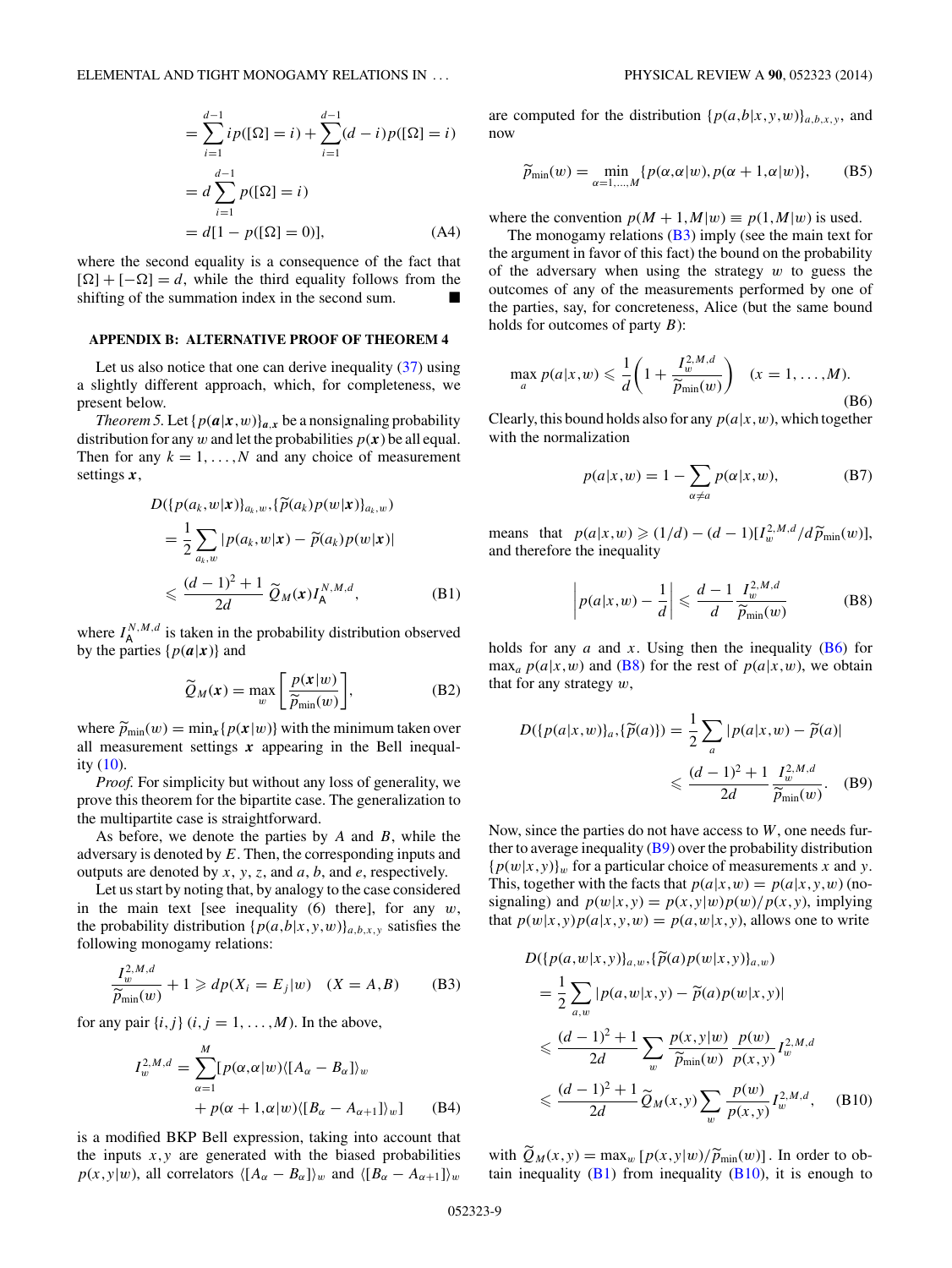$$
= \sum_{i=1}^{d-1} i p([\Omega]=i) + \sum_{i=1}^{d-1}(d-i)p([\Omega]=i)
$$

$$
= d\sum_{i=1}^{d-1} p([\Omega]=i)
$$

$$
= d[1-p([\Omega]=0)], \tag{A4}
$$

where the second equality is a consequence of the fact that $[\Omega]+[-\Omega]=d$, while the third equality follows from the shifting of the summation index in the second sum. ■

## APPENDIX B: ALTERNATIVE PROOF OF THEOREM 4

Let us also notice that one can derive inequality (37) using a slightly different approach, which, for completeness, we present below.

*Theorem 5.* Let $\{p(\boldsymbol{a}|\boldsymbol{x},w)\}_{\boldsymbol{a},\boldsymbol{x}}$ be a nonsignaling probability distribution for any $w$ and let the probabilities $p(\boldsymbol{x})$ be all equal. Then for any $k=1,\dots,N$ and any choice of measurement settings $\boldsymbol{x}$,

$$
D(\{p(a_k,w|\boldsymbol{x})\}_{a_k,w},\{\widetilde{p}(a_k)p(w|\boldsymbol{x})\}_{a_k,w})
$$

$$
= \frac{1}{2}\sum_{a_k,w}|p(a_k,w|\boldsymbol{x})-\widetilde{p}(a_k)p(w|\boldsymbol{x})|
$$

$$
\leqslant \frac{(d-1)^2+1}{2d}\,\widetilde{Q}_M(\boldsymbol{x})I_{\mathsf{A}}^{N,M,d}, \tag{B1}
$$

where $I_{\mathsf{A}}^{N,M,d}$ is taken in the probability distribution observed by the parties $\{p(\boldsymbol{a}|\boldsymbol{x})\}$ and

$$
\widetilde{Q}_M(\boldsymbol{x}) = \max_w\left[\frac{p(\boldsymbol{x}|w)}{\widetilde{p}_{\min}(w)}\right], \tag{B2}
$$

where $\widetilde{p}_{\min}(w)=\min_{\boldsymbol{x}}\{p(\boldsymbol{x}|w)\}$ with the minimum taken over all measurement settings $\boldsymbol{x}$ appearing in the Bell inequality (10).

*Proof.* For simplicity but without any loss of generality, we prove this theorem for the bipartite case. The generalization to the multipartite case is straightforward.

As before, we denote the parties by $A$ and $B$, while the adversary is denoted by $E$. Then, the corresponding inputs and outputs are denoted by $x$, $y$, $z$, and $a$, $b$, and $e$, respectively.

Let us start by noting that, by analogy to the case considered in the main text [see inequality (6) there], for any $w$, the probability distribution $\{p(a,b|x,y,w)\}_{a,b,x,y}$ satisfies the following monogamy relations:

$$
\frac{I_w^{2,M,d}}{\widetilde{p}_{\min}(w)}+1 \geqslant dp(X_i=E_j|w) \quad (X=A,B) \tag{B3}
$$

for any pair $\{i,j\}$ $(i,j=1,\dots,M)$. In the above,

$$
I_w^{2,M,d} = \sum_{\alpha=1}^{M}[p(\alpha,\alpha|w)\langle[A_\alpha-B_\alpha]\rangle_w
$$

$$
+ p(\alpha+1,\alpha|w)\langle[B_\alpha-A_{\alpha+1}]\rangle_w] \tag{B4}
$$

is a modified BKP Bell expression, taking into account that the inputs $x,y$ are generated with the biased probabilities $p(x,y|w)$, all correlators $\langle[A_\alpha-B_\alpha]\rangle_w$ and $\langle[B_\alpha-A_{\alpha+1}]\rangle_w$ are computed for the distribution $\{p(a,b|x,y,w)\}_{a,b,x,y}$, and now

$$
\widetilde{p}_{\min}(w) = \min_{\alpha=1,\dots,M}\{p(\alpha,\alpha|w),p(\alpha+1,\alpha|w)\}, \tag{B5}
$$

where the convention $p(M+1,M|w)\equiv p(1,M|w)$ is used.

The monogamy relations (B3) imply (see the main text for the argument in favor of this fact) the bound on the probability of the adversary when using the strategy $w$ to guess the outcomes of any of the measurements performed by one of the parties, say, for concreteness, Alice (but the same bound holds for outcomes of party $B$):

$$
\max_a p(a|x,w) \leqslant \frac{1}{d}\left(1+\frac{I_w^{2,M,d}}{\widetilde{p}_{\min}(w)}\right) \quad (x=1,\dots,M). \tag{B6}
$$

Clearly, this bound holds also for any $p(a|x,w)$, which together with the normalization

$$
p(a|x,w) = 1-\sum_{\alpha\neq a}p(\alpha|x,w), \tag{B7}
$$

means that $p(a|x,w)\geqslant(1/d)-(d-1)[I_w^{2,M,d}/d\widetilde{p}_{\min}(w)]$, and therefore the inequality

$$
\left|p(a|x,w)-\frac{1}{d}\right| \leqslant \frac{d-1}{d}\frac{I_w^{2,M,d}}{\widetilde{p}_{\min}(w)} \tag{B8}
$$

holds for any $a$ and $x$. Using then the inequality (B6) for $\max_a p(a|x,w)$ and (B8) for the rest of $p(a|x,w)$, we obtain that for any strategy $w$,

$$
D(\{p(a|x,w)\}_a,\{\widetilde{p}(a)\}) = \frac{1}{2}\sum_a|p(a|x,w)-\widetilde{p}(a)|
$$

$$
\leqslant \frac{(d-1)^2+1}{2d}\frac{I_w^{2,M,d}}{\widetilde{p}_{\min}(w)}. \tag{B9}
$$

Now, since the parties do not have access to $W$, one needs further to average inequality (B9) over the probability distribution $\{p(w|x,y)\}_w$ for a particular choice of measurements $x$ and $y$. This, together with the facts that $p(a|x,w)=p(a|x,y,w)$ (no-signaling) and $p(w|x,y)=p(x,y|w)p(w)/p(x,y)$, implying that $p(w|x,y)p(a|x,y,w)=p(a,w|x,y)$, allows one to write

$$
D(\{p(a,w|x,y)\}_{a,w},\{\widetilde{p}(a)p(w|x,y)\}_{a,w})
$$

$$
= \frac{1}{2}\sum_{a,w}|p(a,w|x,y)-\widetilde{p}(a)p(w|x,y)|
$$

$$
\leqslant \frac{(d-1)^2+1}{2d}\sum_w\frac{p(x,y|w)}{\widetilde{p}_{\min}(w)}\frac{p(w)}{p(x,y)}I_w^{2,M,d}
$$

$$
\leqslant \frac{(d-1)^2+1}{2d}\widetilde{Q}_M(x,y)\sum_w\frac{p(w)}{p(x,y)}I_w^{2,M,d}, \tag{B10}
$$

with $\widetilde{Q}_M(x,y)=\max_w[p(x,y|w)/\widetilde{p}_{\min}(w)]$. In order to obtain inequality (B1) from inequality (B10), it is enough to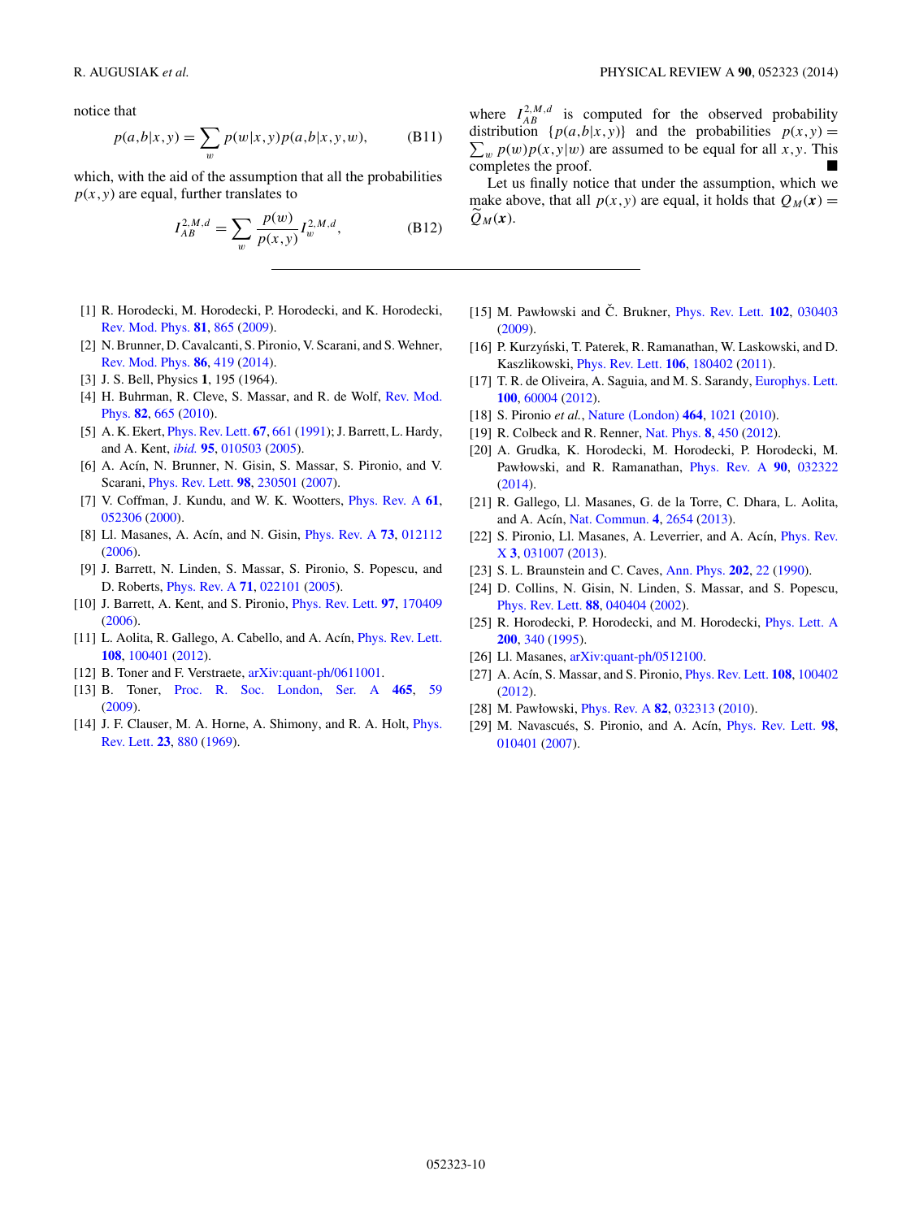notice that

$$p(a,b|x,y) = \sum_{w} p(w|x,y)p(a,b|x,y,w), \tag{B11}$$

which, with the aid of the assumption that all the probabilities $p(x,y)$ are equal, further translates to

$$I_{AB}^{2,M,d} = \sum_{w} \frac{p(w)}{p(x,y)} I_{w}^{2,M,d}, \tag{B12}$$

where $I_{AB}^{2,M,d}$ is computed for the observed probability distribution $\{p(a,b|x,y)\}$ and the probabilities $p(x,y) = \sum_w p(w)p(x,y|w)$ are assumed to be equal for all $x,y$. This completes the proof. ■

Let us finally notice that under the assumption, which we make above, that all $p(x,y)$ are equal, it holds that $Q_M(\boldsymbol{x}) = \widetilde{Q}_M(\boldsymbol{x})$.

---

[1] R. Horodecki, M. Horodecki, P. Horodecki, and K. Horodecki, Rev. Mod. Phys. **81**, 865 (2009).

[2] N. Brunner, D. Cavalcanti, S. Pironio, V. Scarani, and S. Wehner, Rev. Mod. Phys. **86**, 419 (2014).

[3] J. S. Bell, Physics **1**, 195 (1964).

[4] H. Buhrman, R. Cleve, S. Massar, and R. de Wolf, Rev. Mod. Phys. **82**, 665 (2010).

[5] A. K. Ekert, Phys. Rev. Lett. **67**, 661 (1991); J. Barrett, L. Hardy, and A. Kent, *ibid.* **95**, 010503 (2005).

[6] A. Acín, N. Brunner, N. Gisin, S. Massar, S. Pironio, and V. Scarani, Phys. Rev. Lett. **98**, 230501 (2007).

[7] V. Coffman, J. Kundu, and W. K. Wootters, Phys. Rev. A **61**, 052306 (2000).

[8] Ll. Masanes, A. Acín, and N. Gisin, Phys. Rev. A **73**, 012112 (2006).

[9] J. Barrett, N. Linden, S. Massar, S. Pironio, S. Popescu, and D. Roberts, Phys. Rev. A **71**, 022101 (2005).

[10] J. Barrett, A. Kent, and S. Pironio, Phys. Rev. Lett. **97**, 170409 (2006).

[11] L. Aolita, R. Gallego, A. Cabello, and A. Acín, Phys. Rev. Lett. **108**, 100401 (2012).

[12] B. Toner and F. Verstraete, arXiv:quant-ph/0611001.

[13] B. Toner, Proc. R. Soc. London, Ser. A **465**, 59 (2009).

[14] J. F. Clauser, M. A. Horne, A. Shimony, and R. A. Holt, Phys. Rev. Lett. **23**, 880 (1969).

[15] M. Pawłowski and Č. Brukner, Phys. Rev. Lett. **102**, 030403 (2009).

[16] P. Kurzyński, T. Paterek, R. Ramanathan, W. Laskowski, and D. Kaszlikowski, Phys. Rev. Lett. **106**, 180402 (2011).

[17] T. R. de Oliveira, A. Saguia, and M. S. Sarandy, Europhys. Lett. **100**, 60004 (2012).

[18] S. Pironio *et al.*, Nature (London) **464**, 1021 (2010).

[19] R. Colbeck and R. Renner, Nat. Phys. **8**, 450 (2012).

[20] A. Grudka, K. Horodecki, M. Horodecki, P. Horodecki, M. Pawłowski, and R. Ramanathan, Phys. Rev. A **90**, 032322 (2014).

[21] R. Gallego, Ll. Masanes, G. de la Torre, C. Dhara, L. Aolita, and A. Acín, Nat. Commun. **4**, 2654 (2013).

[22] S. Pironio, Ll. Masanes, A. Leverrier, and A. Acín, Phys. Rev. X **3**, 031007 (2013).

[23] S. L. Braunstein and C. Caves, Ann. Phys. **202**, 22 (1990).

[24] D. Collins, N. Gisin, N. Linden, S. Massar, and S. Popescu, Phys. Rev. Lett. **88**, 040404 (2002).

[25] R. Horodecki, P. Horodecki, and M. Horodecki, Phys. Lett. A **200**, 340 (1995).

[26] Ll. Masanes, arXiv:quant-ph/0512100.

[27] A. Acín, S. Massar, and S. Pironio, Phys. Rev. Lett. **108**, 100402 (2012).

[28] M. Pawłowski, Phys. Rev. A **82**, 032313 (2010).

[29] M. Navascués, S. Pironio, and A. Acín, Phys. Rev. Lett. **98**, 010401 (2007).